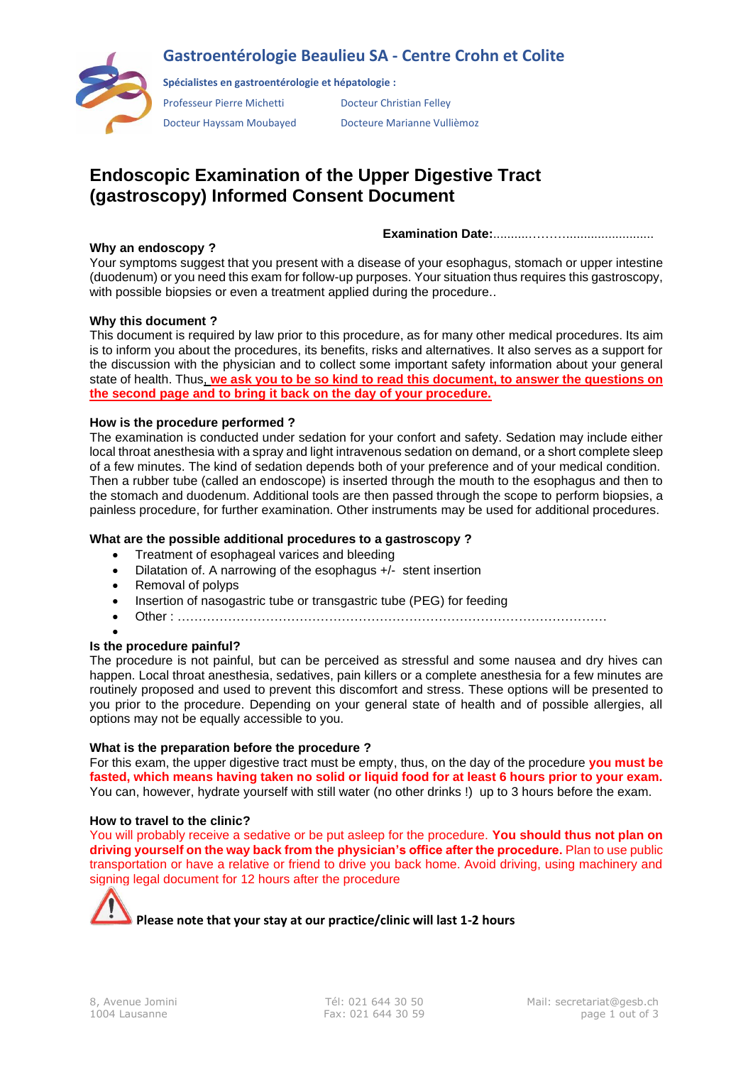## Gastroentérologie Beaulieu SA - Centre Crohn et Colite

**Spécialistes en gastroentérologie et hépatologie :**

Professeur Pierre Michetti
Docteur Christian Felley
Docteur Hayssam Moubayed
Docteure Marianne Vullièmoz

# Endoscopic Examination of the Upper Digestive Tract (gastroscopy) Informed Consent Document

**Examination Date:**..........………........................

**Why an endoscopy ?**

Your symptoms suggest that you present with a disease of your esophagus, stomach or upper intestine (duodenum) or you need this exam for follow-up purposes. Your situation thus requires this gastroscopy, with possible biopsies or even a treatment applied during the procedure..

**Why this document ?**

This document is required by law prior to this procedure, as for many other medical procedures. Its aim is to inform you about the procedures, its benefits, risks and alternatives. It also serves as a support for the discussion with the physician and to collect some important safety information about your general state of health. Thus, **we ask you to be so kind to read this document, to answer the questions on the second page and to bring it back on the day of your procedure.**

**How is the procedure performed ?**

The examination is conducted under sedation for your confort and safety. Sedation may include either local throat anesthesia with a spray and light intravenous sedation on demand, or a short complete sleep of a few minutes. The kind of sedation depends both of your preference and of your medical condition. Then a rubber tube (called an endoscope) is inserted through the mouth to the esophagus and then to the stomach and duodenum. Additional tools are then passed through the scope to perform biopsies, a painless procedure, for further examination. Other instruments may be used for additional procedures.

**What are the possible additional procedures to a gastroscopy ?**

- Treatment of esophageal varices and bleeding
- Dilatation of. A narrowing of the esophagus +/- stent insertion
- Removal of polyps
- Insertion of nasogastric tube or transgastric tube (PEG) for feeding
- Other : ……………………………………………………………………………………….
-

**Is the procedure painful?**

The procedure is not painful, but can be perceived as stressful and some nausea and dry hives can happen. Local throat anesthesia, sedatives, pain killers or a complete anesthesia for a few minutes are routinely proposed and used to prevent this discomfort and stress. These options will be presented to you prior to the procedure. Depending on your general state of health and of possible allergies, all options may not be equally accessible to you.

**What is the preparation before the procedure ?**

For this exam, the upper digestive tract must be empty, thus, on the day of the procedure **you must be fasted, which means having taken no solid or liquid food for at least 6 hours prior to your exam.** You can, however, hydrate yourself with still water (no other drinks !) up to 3 hours before the exam.

**How to travel to the clinic?**

You will probably receive a sedative or be put asleep for the procedure. **You should thus not plan on driving yourself on the way back from the physician's office after the procedure.** Plan to use public transportation or have a relative or friend to drive you back home. Avoid driving, using machinery and signing legal document for 12 hours after the procedure

**Please note that your stay at our practice/clinic will last 1-2 hours**

8, Avenue Jomini
1004 Lausanne
Tél: 021 644 30 50
Fax: 021 644 30 59
Mail: secretariat@gesb.ch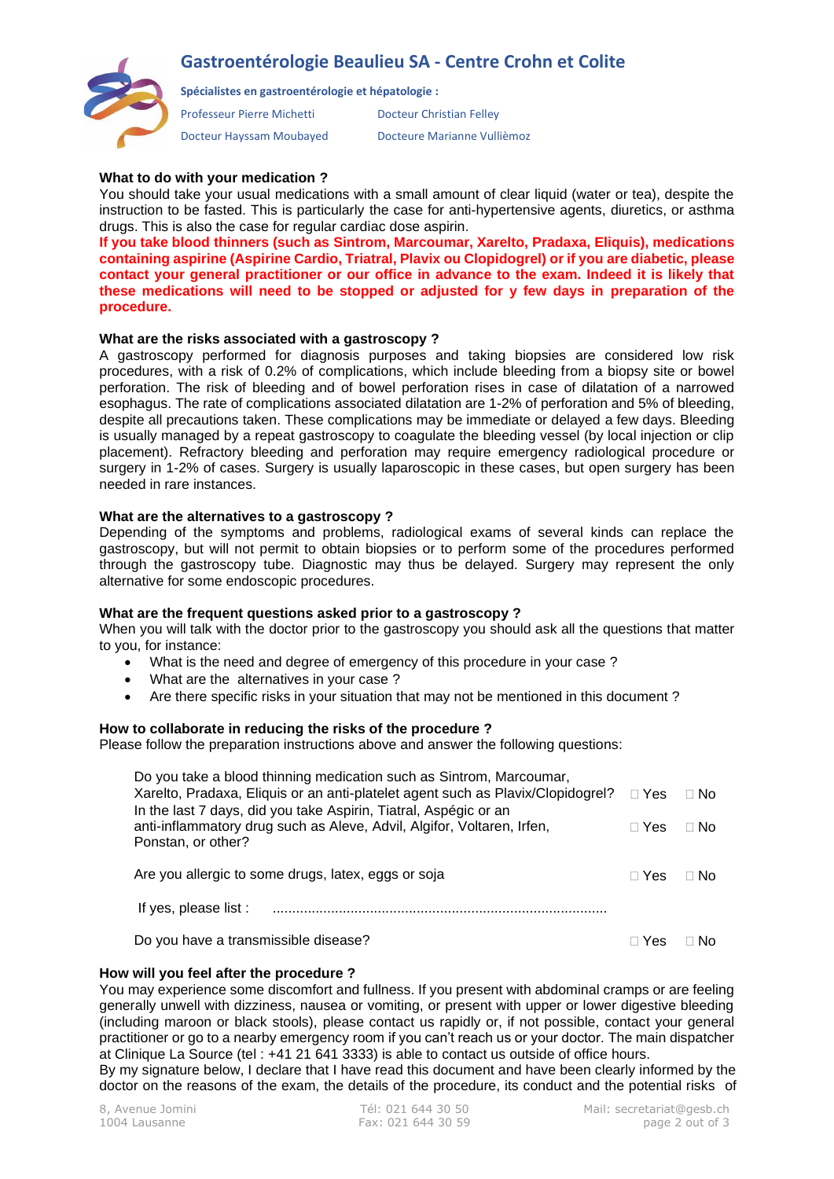# Gastroentérologie Beaulieu SA - Centre Crohn et Colite

**Spécialistes en gastroentérologie et hépatologie :**

Professeur Pierre Michetti — Docteur Christian Felley

Docteur Hayssam Moubayed — Docteure Marianne Vullièmoz

**What to do with your medication ?**

You should take your usual medications with a small amount of clear liquid (water or tea), despite the instruction to be fasted. This is particularly the case for anti-hypertensive agents, diuretics, or asthma drugs. This is also the case for regular cardiac dose aspirin.

**If you take blood thinners (such as Sintrom, Marcoumar, Xarelto, Pradaxa, Eliquis), medications containing aspirine (Aspirine Cardio, Triatral, Plavix ou Clopidogrel) or if you are diabetic, please contact your general practitioner or our office in advance to the exam. Indeed it is likely that these medications will need to be stopped or adjusted for y few days in preparation of the procedure.**

**What are the risks associated with a gastroscopy ?**

A gastroscopy performed for diagnosis purposes and taking biopsies are considered low risk procedures, with a risk of 0.2% of complications, which include bleeding from a biopsy site or bowel perforation. The risk of bleeding and of bowel perforation rises in case of dilatation of a narrowed esophagus. The rate of complications associated dilatation are 1-2% of perforation and 5% of bleeding, despite all precautions taken. These complications may be immediate or delayed a few days. Bleeding is usually managed by a repeat gastroscopy to coagulate the bleeding vessel (by local injection or clip placement). Refractory bleeding and perforation may require emergency radiological procedure or surgery in 1-2% of cases. Surgery is usually laparoscopic in these cases, but open surgery has been needed in rare instances.

**What are the alternatives to a gastroscopy ?**

Depending of the symptoms and problems, radiological exams of several kinds can replace the gastroscopy, but will not permit to obtain biopsies or to perform some of the procedures performed through the gastroscopy tube. Diagnostic may thus be delayed. Surgery may represent the only alternative for some endoscopic procedures.

**What are the frequent questions asked prior to a gastroscopy ?**

When you will talk with the doctor prior to the gastroscopy you should ask all the questions that matter to you, for instance:

- What is the need and degree of emergency of this procedure in your case ?
- What are the alternatives in your case ?
- Are there specific risks in your situation that may not be mentioned in this document ?

**How to collaborate in reducing the risks of the procedure ?**

Please follow the preparation instructions above and answer the following questions:

| | | |
|---|---|---|
| Do you take a blood thinning medication such as Sintrom, Marcoumar, Xarelto, Pradaxa, Eliquis or an anti-platelet agent such as Plavix/Clopidogrel? | ☐ Yes | ☐ No |
| In the last 7 days, did you take Aspirin, Tiatral, Aspégic or an anti-inflammatory drug such as Aleve, Advil, Algifor, Voltaren, Irfen, Ponstan, or other? | ☐ Yes | ☐ No |
| Are you allergic to some drugs, latex, eggs or soja | ☐ Yes | ☐ No |
| If yes, please list : ..................................................................................... | | |
| Do you have a transmissible disease? | ☐ Yes | ☐ No |

**How will you feel after the procedure ?**

You may experience some discomfort and fullness. If you present with abdominal cramps or are feeling generally unwell with dizziness, nausea or vomiting, or present with upper or lower digestive bleeding (including maroon or black stools), please contact us rapidly or, if not possible, contact your general practitioner or go to a nearby emergency room if you can't reach us or your doctor. The main dispatcher at Clinique La Source (tel : +41 21 641 3333) is able to contact us outside of office hours.

By my signature below, I declare that I have read this document and have been clearly informed by the doctor on the reasons of the exam, the details of the procedure, its conduct and the potential risks of

8, Avenue Jomini, 1004 Lausanne — Tél: 021 644 30 50 — Fax: 021 644 30 59 — Mail: secretariat@gesb.ch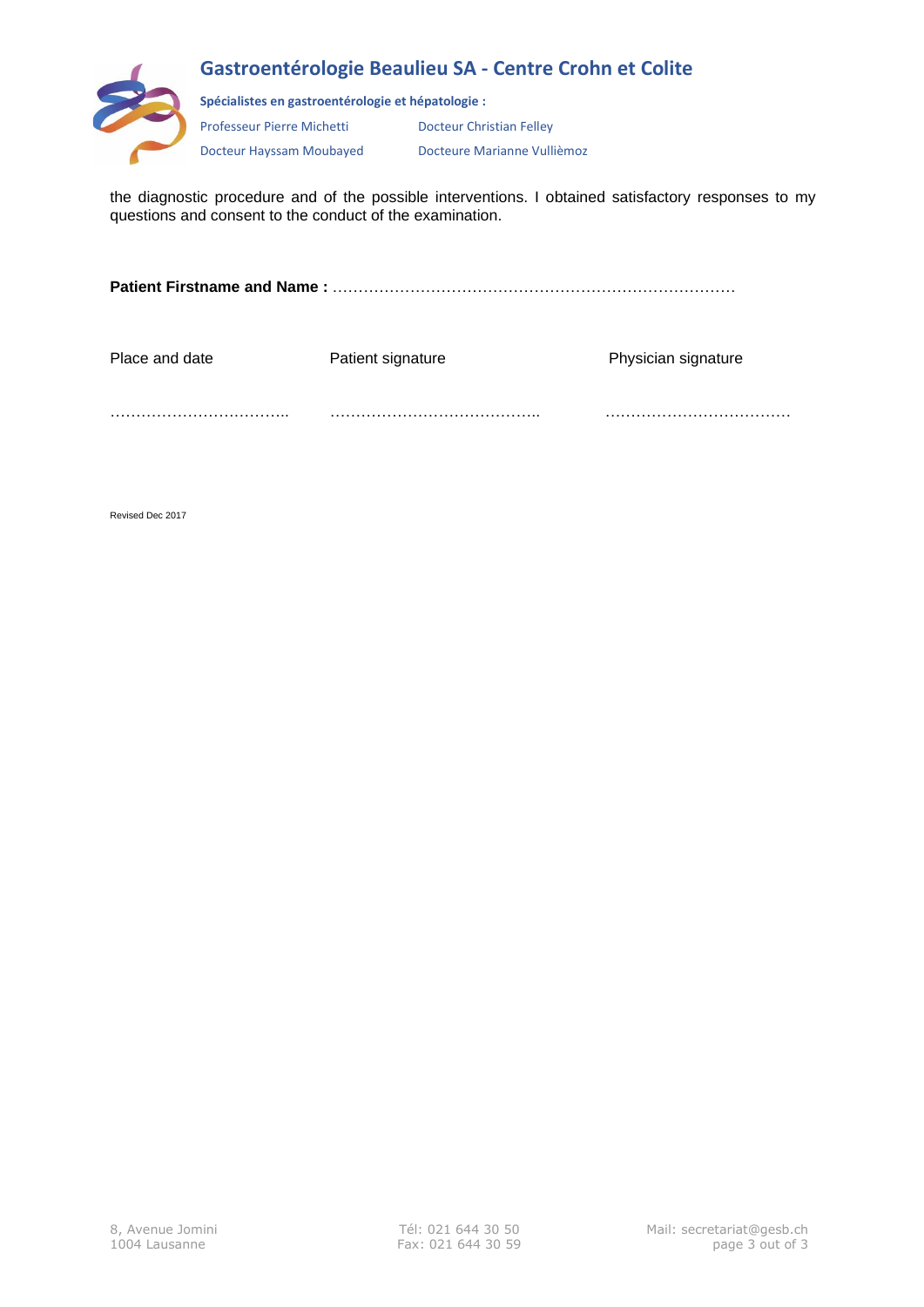the diagnostic procedure and of the possible interventions. I obtained satisfactory responses to my questions and consent to the conduct of the examination.

**Patient Firstname and Name :** ……………………………………………………………………

| Place and date | Patient signature | Physician signature |
|---|---|---|
| …………………………….. | ………………………………….. | ……………………………… |

Revised Dec 2017